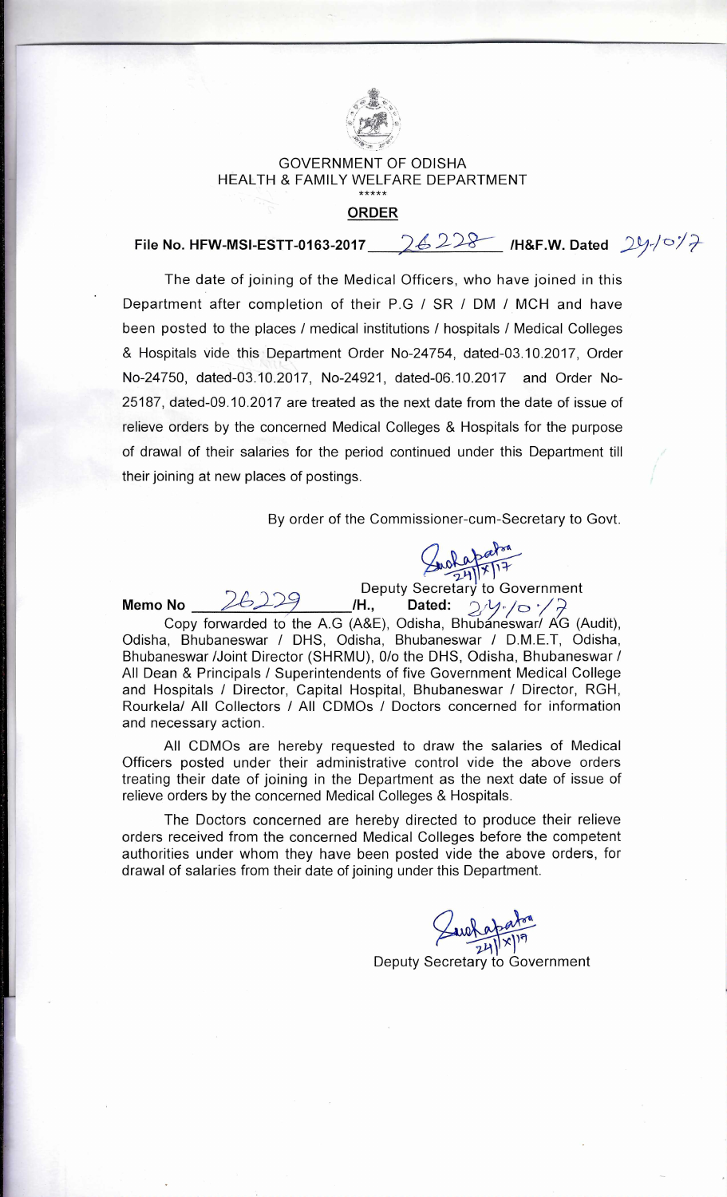GOVERNMENT OF ODISHA
HEALTH & FAMILY WELFARE DEPARTMENT

\*\*\*\*\*

## ORDER

**File No. HFW-MSI-ESTT-0163-2017 26228 /H&F.W. Dated 24/10/17**

The date of joining of the Medical Officers, who have joined in this Department after completion of their P.G / SR / DM / MCH and have been posted to the places / medical institutions / hospitals / Medical Colleges & Hospitals vide this Department Order No-24754, dated-03.10.2017, Order No-24750, dated-03.10.2017, No-24921, dated-06.10.2017 and Order No-25187, dated-09.10.2017 are treated as the next date from the date of issue of relieve orders by the concerned Medical Colleges & Hospitals for the purpose of drawal of their salaries for the period continued under this Department till their joining at new places of postings.

By order of the Commissioner-cum-Secretary to Govt.

24/x/17
Deputy Secretary to Government

**Memo No 26229 /H., Dated: 24/10/17**

Copy forwarded to the A.G (A&E), Odisha, Bhubaneswar/ AG (Audit), Odisha, Bhubaneswar / DHS, Odisha, Bhubaneswar / D.M.E.T, Odisha, Bhubaneswar /Joint Director (SHRMU), 0/o the DHS, Odisha, Bhubaneswar / All Dean & Principals / Superintendents of five Government Medical College and Hospitals / Director, Capital Hospital, Bhubaneswar / Director, RGH, Rourkela/ All Collectors / All CDMOs / Doctors concerned for information and necessary action.

All CDMOs are hereby requested to draw the salaries of Medical Officers posted under their administrative control vide the above orders treating their date of joining in the Department as the next date of issue of relieve orders by the concerned Medical Colleges & Hospitals.

The Doctors concerned are hereby directed to produce their relieve orders received from the concerned Medical Colleges before the competent authorities under whom they have been posted vide the above orders, for drawal of salaries from their date of joining under this Department.

24/x/17
Deputy Secretary to Government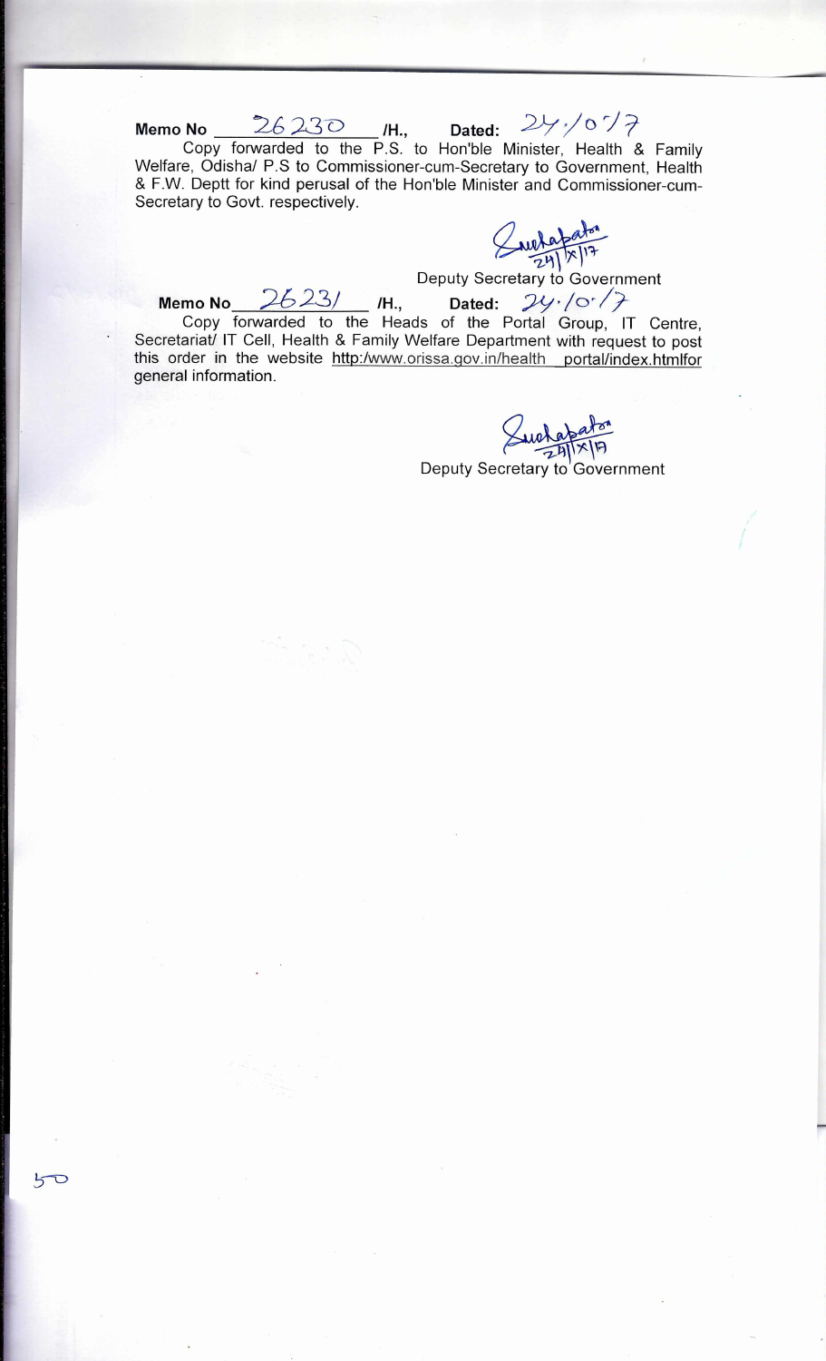**Memo No** 26230 **/H., Dated:** 24./0'/7

Copy forwarded to the P.S. to Hon'ble Minister, Health & Family Welfare, Odisha/ P.S to Commissioner-cum-Secretary to Government, Health & F.W. Deptt for kind perusal of the Hon'ble Minister and Commissioner-cum-Secretary to Govt. respectively.

Sd/- 24/X/17

Deputy Secretary to Government

**Memo No** 26231 **/H., Dated:** 24./0'/7

Copy forwarded to the Heads of the Portal Group, IT Centre, Secretariat/ IT Cell, Health & Family Welfare Department with request to post this order in the website http:/www.orissa.gov.in/health portal/index.htmlfor general information.

Sd/- 24/X/17

Deputy Secretary to Government